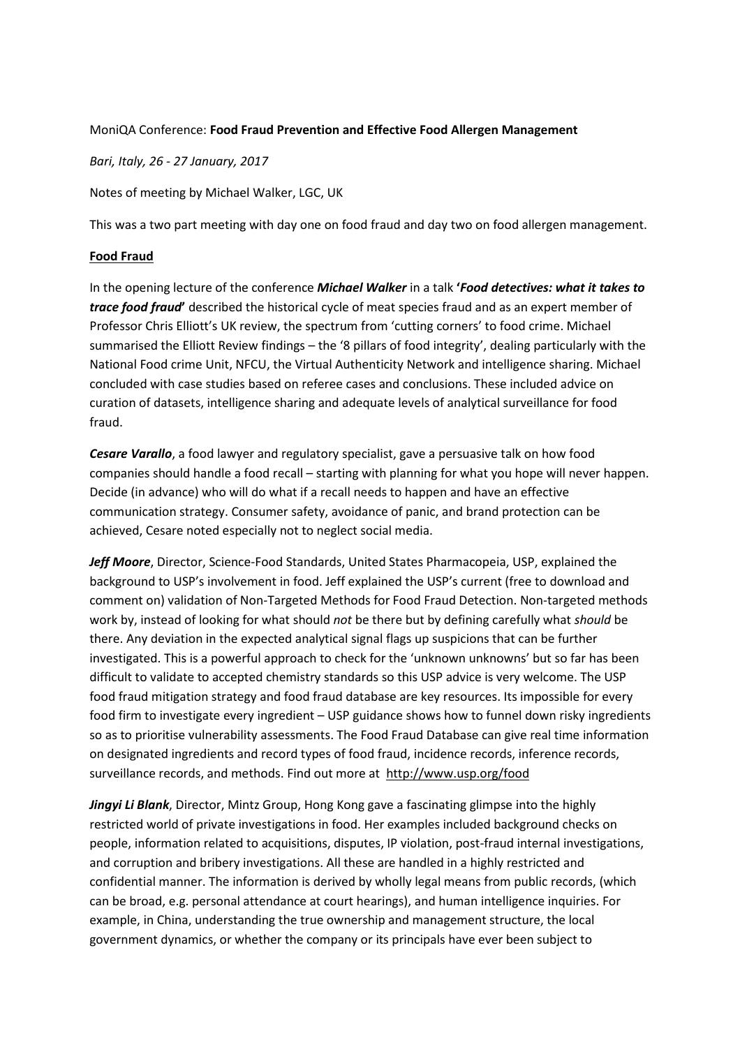MoniQA Conference: **Food Fraud Prevention and Effective Food Allergen Management**

*Bari, Italy, 26 - 27 January, 2017*

Notes of meeting by Michael Walker, LGC, UK

This was a two part meeting with day one on food fraud and day two on food allergen management.

## Food Fraud

In the opening lecture of the conference ***Michael Walker*** in a talk **'*Food detectives: what it takes to trace food fraud*'** described the historical cycle of meat species fraud and as an expert member of Professor Chris Elliott's UK review, the spectrum from 'cutting corners' to food crime. Michael summarised the Elliott Review findings – the '8 pillars of food integrity', dealing particularly with the National Food crime Unit, NFCU, the Virtual Authenticity Network and intelligence sharing. Michael concluded with case studies based on referee cases and conclusions. These included advice on curation of datasets, intelligence sharing and adequate levels of analytical surveillance for food fraud.

***Cesare Varallo***, a food lawyer and regulatory specialist, gave a persuasive talk on how food companies should handle a food recall – starting with planning for what you hope will never happen. Decide (in advance) who will do what if a recall needs to happen and have an effective communication strategy. Consumer safety, avoidance of panic, and brand protection can be achieved, Cesare noted especially not to neglect social media.

***Jeff Moore***, Director, Science-Food Standards, United States Pharmacopeia, USP, explained the background to USP's involvement in food. Jeff explained the USP's current (free to download and comment on) validation of Non-Targeted Methods for Food Fraud Detection. Non-targeted methods work by, instead of looking for what should *not* be there but by defining carefully what *should* be there. Any deviation in the expected analytical signal flags up suspicions that can be further investigated. This is a powerful approach to check for the 'unknown unknowns' but so far has been difficult to validate to accepted chemistry standards so this USP advice is very welcome. The USP food fraud mitigation strategy and food fraud database are key resources. Its impossible for every food firm to investigate every ingredient – USP guidance shows how to funnel down risky ingredients so as to prioritise vulnerability assessments. The Food Fraud Database can give real time information on designated ingredients and record types of food fraud, incidence records, inference records, surveillance records, and methods. Find out more at http://www.usp.org/food

***Jingyi Li Blank***, Director, Mintz Group, Hong Kong gave a fascinating glimpse into the highly restricted world of private investigations in food. Her examples included background checks on people, information related to acquisitions, disputes, IP violation, post-fraud internal investigations, and corruption and bribery investigations. All these are handled in a highly restricted and confidential manner. The information is derived by wholly legal means from public records, (which can be broad, e.g. personal attendance at court hearings), and human intelligence inquiries. For example, in China, understanding the true ownership and management structure, the local government dynamics, or whether the company or its principals have ever been subject to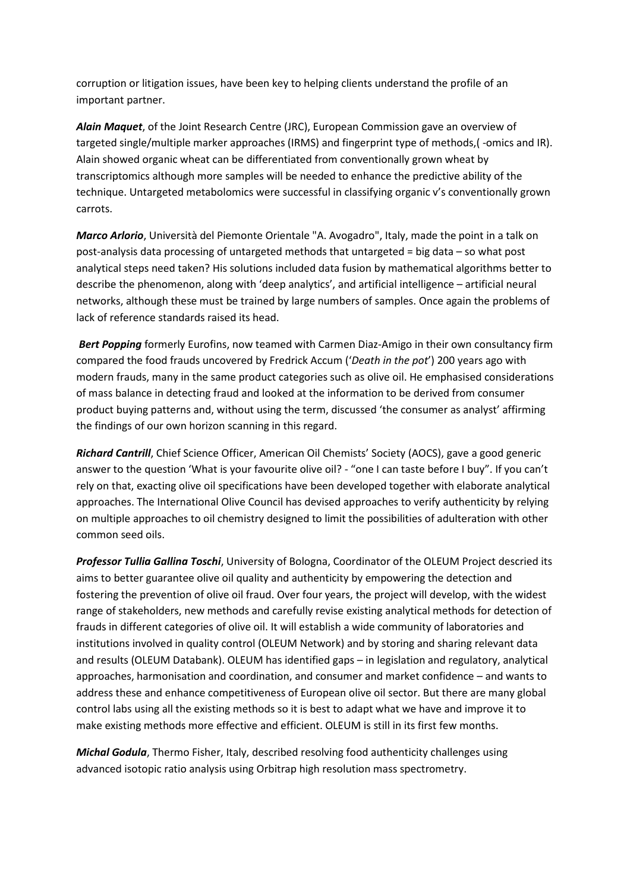corruption or litigation issues, have been key to helping clients understand the profile of an important partner.

***Alain Maquet***, of the Joint Research Centre (JRC), European Commission gave an overview of targeted single/multiple marker approaches (IRMS) and fingerprint type of methods,( -omics and IR). Alain showed organic wheat can be differentiated from conventionally grown wheat by transcriptomics although more samples will be needed to enhance the predictive ability of the technique. Untargeted metabolomics were successful in classifying organic v's conventionally grown carrots.

***Marco Arlorio***, Università del Piemonte Orientale "A. Avogadro", Italy, made the point in a talk on post-analysis data processing of untargeted methods that untargeted = big data – so what post analytical steps need taken? His solutions included data fusion by mathematical algorithms better to describe the phenomenon, along with 'deep analytics', and artificial intelligence – artificial neural networks, although these must be trained by large numbers of samples. Once again the problems of lack of reference standards raised its head.

***Bert Popping*** formerly Eurofins, now teamed with Carmen Diaz-Amigo in their own consultancy firm compared the food frauds uncovered by Fredrick Accum ('*Death in the pot*') 200 years ago with modern frauds, many in the same product categories such as olive oil. He emphasised considerations of mass balance in detecting fraud and looked at the information to be derived from consumer product buying patterns and, without using the term, discussed 'the consumer as analyst' affirming the findings of our own horizon scanning in this regard.

***Richard Cantrill***, Chief Science Officer, American Oil Chemists' Society (AOCS), gave a good generic answer to the question 'What is your favourite olive oil? - "one I can taste before I buy". If you can't rely on that, exacting olive oil specifications have been developed together with elaborate analytical approaches. The International Olive Council has devised approaches to verify authenticity by relying on multiple approaches to oil chemistry designed to limit the possibilities of adulteration with other common seed oils.

***Professor Tullia Gallina Toschi***, University of Bologna, Coordinator of the OLEUM Project descried its aims to better guarantee olive oil quality and authenticity by empowering the detection and fostering the prevention of olive oil fraud. Over four years, the project will develop, with the widest range of stakeholders, new methods and carefully revise existing analytical methods for detection of frauds in different categories of olive oil. It will establish a wide community of laboratories and institutions involved in quality control (OLEUM Network) and by storing and sharing relevant data and results (OLEUM Databank). OLEUM has identified gaps – in legislation and regulatory, analytical approaches, harmonisation and coordination, and consumer and market confidence – and wants to address these and enhance competitiveness of European olive oil sector. But there are many global control labs using all the existing methods so it is best to adapt what we have and improve it to make existing methods more effective and efficient. OLEUM is still in its first few months.

***Michal Godula***, Thermo Fisher, Italy, described resolving food authenticity challenges using advanced isotopic ratio analysis using Orbitrap high resolution mass spectrometry.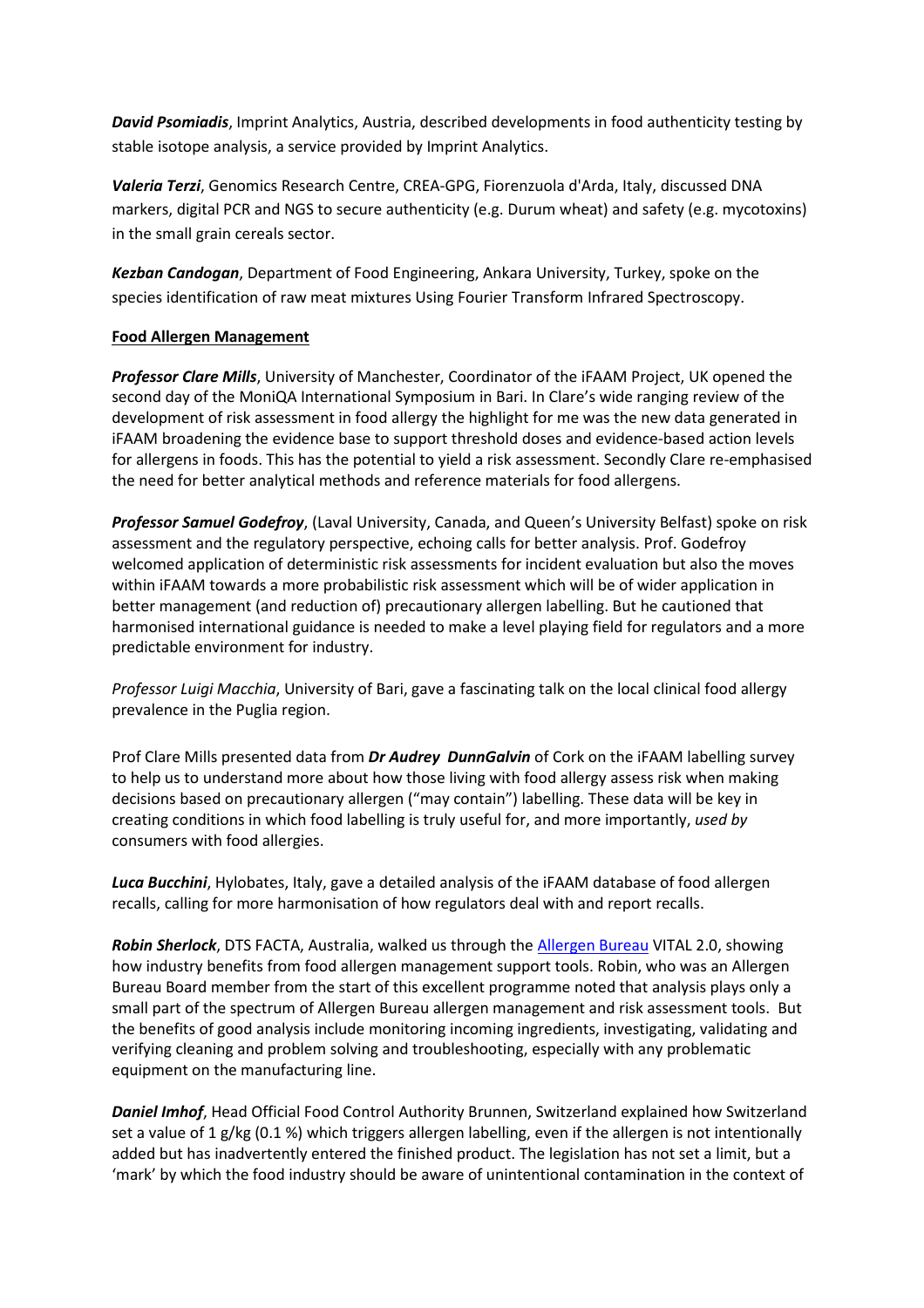***David Psomiadis***, Imprint Analytics, Austria, described developments in food authenticity testing by stable isotope analysis, a service provided by Imprint Analytics.

***Valeria Terzi***, Genomics Research Centre, CREA-GPG, Fiorenzuola d'Arda, Italy, discussed DNA markers, digital PCR and NGS to secure authenticity (e.g. Durum wheat) and safety (e.g. mycotoxins) in the small grain cereals sector.

***Kezban Candogan***, Department of Food Engineering, Ankara University, Turkey, spoke on the species identification of raw meat mixtures Using Fourier Transform Infrared Spectroscopy.

**Food Allergen Management**

***Professor Clare Mills***, University of Manchester, Coordinator of the iFAAM Project, UK opened the second day of the MoniQA International Symposium in Bari. In Clare's wide ranging review of the development of risk assessment in food allergy the highlight for me was the new data generated in iFAAM broadening the evidence base to support threshold doses and evidence-based action levels for allergens in foods. This has the potential to yield a risk assessment. Secondly Clare re-emphasised the need for better analytical methods and reference materials for food allergens.

***Professor Samuel Godefroy***, (Laval University, Canada, and Queen's University Belfast) spoke on risk assessment and the regulatory perspective, echoing calls for better analysis. Prof. Godefroy welcomed application of deterministic risk assessments for incident evaluation but also the moves within iFAAM towards a more probabilistic risk assessment which will be of wider application in better management (and reduction of) precautionary allergen labelling. But he cautioned that harmonised international guidance is needed to make a level playing field for regulators and a more predictable environment for industry.

*Professor Luigi Macchia*, University of Bari, gave a fascinating talk on the local clinical food allergy prevalence in the Puglia region.

Prof Clare Mills presented data from ***Dr Audrey DunnGalvin*** of Cork on the iFAAM labelling survey to help us to understand more about how those living with food allergy assess risk when making decisions based on precautionary allergen ("may contain") labelling. These data will be key in creating conditions in which food labelling is truly useful for, and more importantly, *used by* consumers with food allergies.

***Luca Bucchini***, Hylobates, Italy, gave a detailed analysis of the iFAAM database of food allergen recalls, calling for more harmonisation of how regulators deal with and report recalls.

***Robin Sherlock***, DTS FACTA, Australia, walked us through the Allergen Bureau VITAL 2.0, showing how industry benefits from food allergen management support tools. Robin, who was an Allergen Bureau Board member from the start of this excellent programme noted that analysis plays only a small part of the spectrum of Allergen Bureau allergen management and risk assessment tools. But the benefits of good analysis include monitoring incoming ingredients, investigating, validating and verifying cleaning and problem solving and troubleshooting, especially with any problematic equipment on the manufacturing line.

***Daniel Imhof***, Head Official Food Control Authority Brunnen, Switzerland explained how Switzerland set a value of 1 g/kg (0.1 %) which triggers allergen labelling, even if the allergen is not intentionally added but has inadvertently entered the finished product. The legislation has not set a limit, but a 'mark' by which the food industry should be aware of unintentional contamination in the context of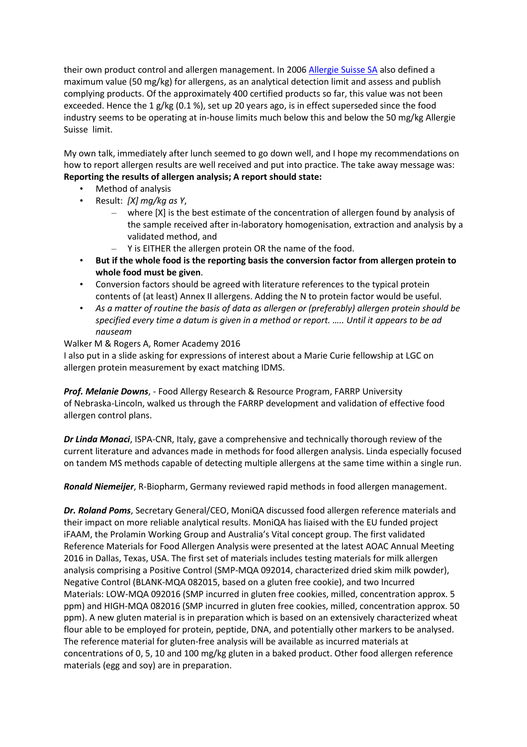their own product control and allergen management. In 2006 Allergie Suisse SA also defined a maximum value (50 mg/kg) for allergens, as an analytical detection limit and assess and publish complying products. Of the approximately 400 certified products so far, this value was not been exceeded. Hence the 1 g/kg (0.1 %), set up 20 years ago, is in effect superseded since the food industry seems to be operating at in-house limits much below this and below the 50 mg/kg Allergie Suisse limit.

My own talk, immediately after lunch seemed to go down well, and I hope my recommendations on how to report allergen results are well received and put into practice. The take away message was:
**Reporting the results of allergen analysis; A report should state:**

- Method of analysis
- Result: *[X] mg/kg as Y*,
  - where [X] is the best estimate of the concentration of allergen found by analysis of the sample received after in-laboratory homogenisation, extraction and analysis by a validated method, and
  - Y is EITHER the allergen protein OR the name of the food.
- **But if the whole food is the reporting basis the conversion factor from allergen protein to whole food must be given**.
- Conversion factors should be agreed with literature references to the typical protein contents of (at least) Annex II allergens. Adding the N to protein factor would be useful.
- *As a matter of routine the basis of data as allergen or (preferably) allergen protein should be specified every time a datum is given in a method or report. ….. Until it appears to be ad nauseam*

Walker M & Rogers A, Romer Academy 2016
I also put in a slide asking for expressions of interest about a Marie Curie fellowship at LGC on allergen protein measurement by exact matching IDMS.

***Prof. Melanie Downs***, - Food Allergy Research & Resource Program, FARRP University of Nebraska-Lincoln, walked us through the FARRP development and validation of effective food allergen control plans.

***Dr Linda Monaci***, ISPA-CNR, Italy, gave a comprehensive and technically thorough review of the current literature and advances made in methods for food allergen analysis. Linda especially focused on tandem MS methods capable of detecting multiple allergens at the same time within a single run.

***Ronald Niemeijer***, R-Biopharm, Germany reviewed rapid methods in food allergen management.

***Dr. Roland Poms***, Secretary General/CEO, MoniQA discussed food allergen reference materials and their impact on more reliable analytical results. MoniQA has liaised with the EU funded project iFAAM, the Prolamin Working Group and Australia's Vital concept group. The first validated Reference Materials for Food Allergen Analysis were presented at the latest AOAC Annual Meeting 2016 in Dallas, Texas, USA. The first set of materials includes testing materials for milk allergen analysis comprising a Positive Control (SMP-MQA 092014, characterized dried skim milk powder), Negative Control (BLANK-MQA 082015, based on a gluten free cookie), and two Incurred Materials: LOW-MQA 092016 (SMP incurred in gluten free cookies, milled, concentration approx. 5 ppm) and HIGH-MQA 082016 (SMP incurred in gluten free cookies, milled, concentration approx. 50 ppm). A new gluten material is in preparation which is based on an extensively characterized wheat flour able to be employed for protein, peptide, DNA, and potentially other markers to be analysed. The reference material for gluten-free analysis will be available as incurred materials at concentrations of 0, 5, 10 and 100 mg/kg gluten in a baked product. Other food allergen reference materials (egg and soy) are in preparation.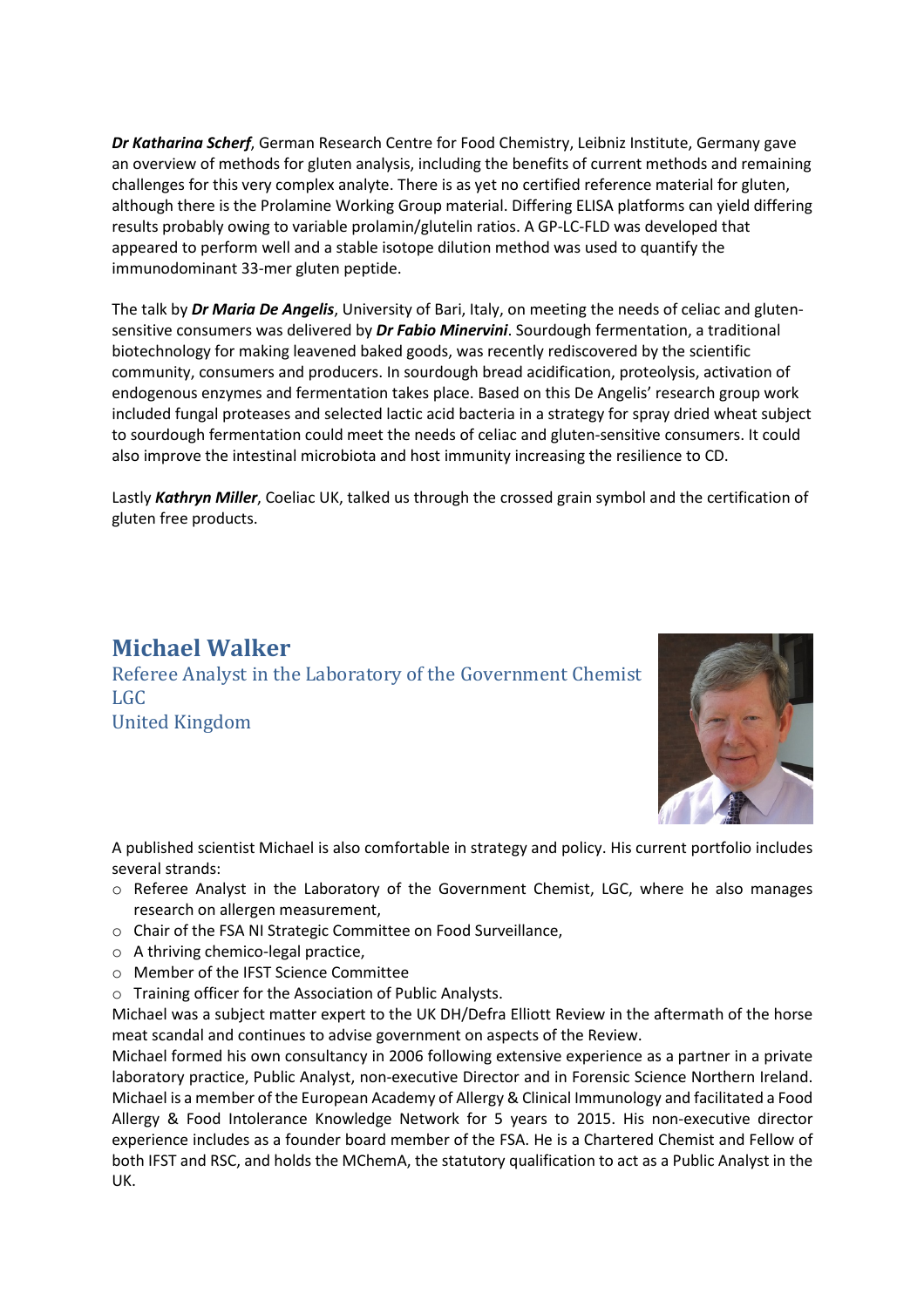***Dr Katharina Scherf***, German Research Centre for Food Chemistry, Leibniz Institute, Germany gave an overview of methods for gluten analysis, including the benefits of current methods and remaining challenges for this very complex analyte. There is as yet no certified reference material for gluten, although there is the Prolamine Working Group material. Differing ELISA platforms can yield differing results probably owing to variable prolamin/glutelin ratios. A GP-LC-FLD was developed that appeared to perform well and a stable isotope dilution method was used to quantify the immunodominant 33-mer gluten peptide.

The talk by ***Dr Maria De Angelis***, University of Bari, Italy, on meeting the needs of celiac and gluten-sensitive consumers was delivered by ***Dr Fabio Minervini***. Sourdough fermentation, a traditional biotechnology for making leavened baked goods, was recently rediscovered by the scientific community, consumers and producers. In sourdough bread acidification, proteolysis, activation of endogenous enzymes and fermentation takes place. Based on this De Angelis' research group work included fungal proteases and selected lactic acid bacteria in a strategy for spray dried wheat subject to sourdough fermentation could meet the needs of celiac and gluten-sensitive consumers. It could also improve the intestinal microbiota and host immunity increasing the resilience to CD.

Lastly ***Kathryn Miller***, Coeliac UK, talked us through the crossed grain symbol and the certification of gluten free products.

## Michael Walker

Referee Analyst in the Laboratory of the Government Chemist
LGC
United Kingdom

A published scientist Michael is also comfortable in strategy and policy. His current portfolio includes several strands:

- Referee Analyst in the Laboratory of the Government Chemist, LGC, where he also manages research on allergen measurement,
- Chair of the FSA NI Strategic Committee on Food Surveillance,
- A thriving chemico-legal practice,
- Member of the IFST Science Committee
- Training officer for the Association of Public Analysts.

Michael was a subject matter expert to the UK DH/Defra Elliott Review in the aftermath of the horse meat scandal and continues to advise government on aspects of the Review.

Michael formed his own consultancy in 2006 following extensive experience as a partner in a private laboratory practice, Public Analyst, non-executive Director and in Forensic Science Northern Ireland. Michael is a member of the European Academy of Allergy & Clinical Immunology and facilitated a Food Allergy & Food Intolerance Knowledge Network for 5 years to 2015. His non-executive director experience includes as a founder board member of the FSA. He is a Chartered Chemist and Fellow of both IFST and RSC, and holds the MChemA, the statutory qualification to act as a Public Analyst in the UK.